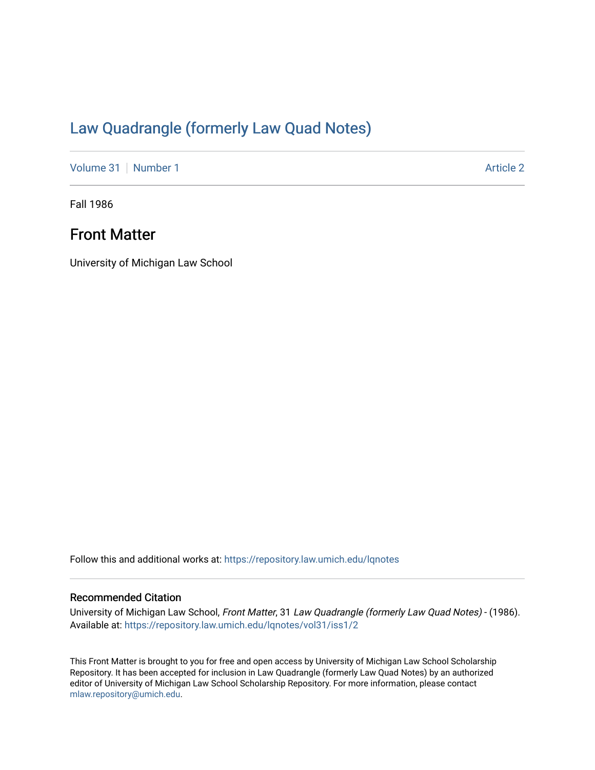# Law Quadrangle (formerly Law Quad Notes)

Volume 31 | Number 1 | Article 2

Fall 1986

## Front Matter

University of Michigan Law School

Follow this and additional works at: https://repository.law.umich.edu/lqnotes

### Recommended Citation

University of Michigan Law School, *Front Matter*, 31 *Law Quadrangle (formerly Law Quad Notes)* - (1986). Available at: https://repository.law.umich.edu/lqnotes/vol31/iss1/2

This Front Matter is brought to you for free and open access by University of Michigan Law School Scholarship Repository. It has been accepted for inclusion in Law Quadrangle (formerly Law Quad Notes) by an authorized editor of University of Michigan Law School Scholarship Repository. For more information, please contact mlaw.repository@umich.edu.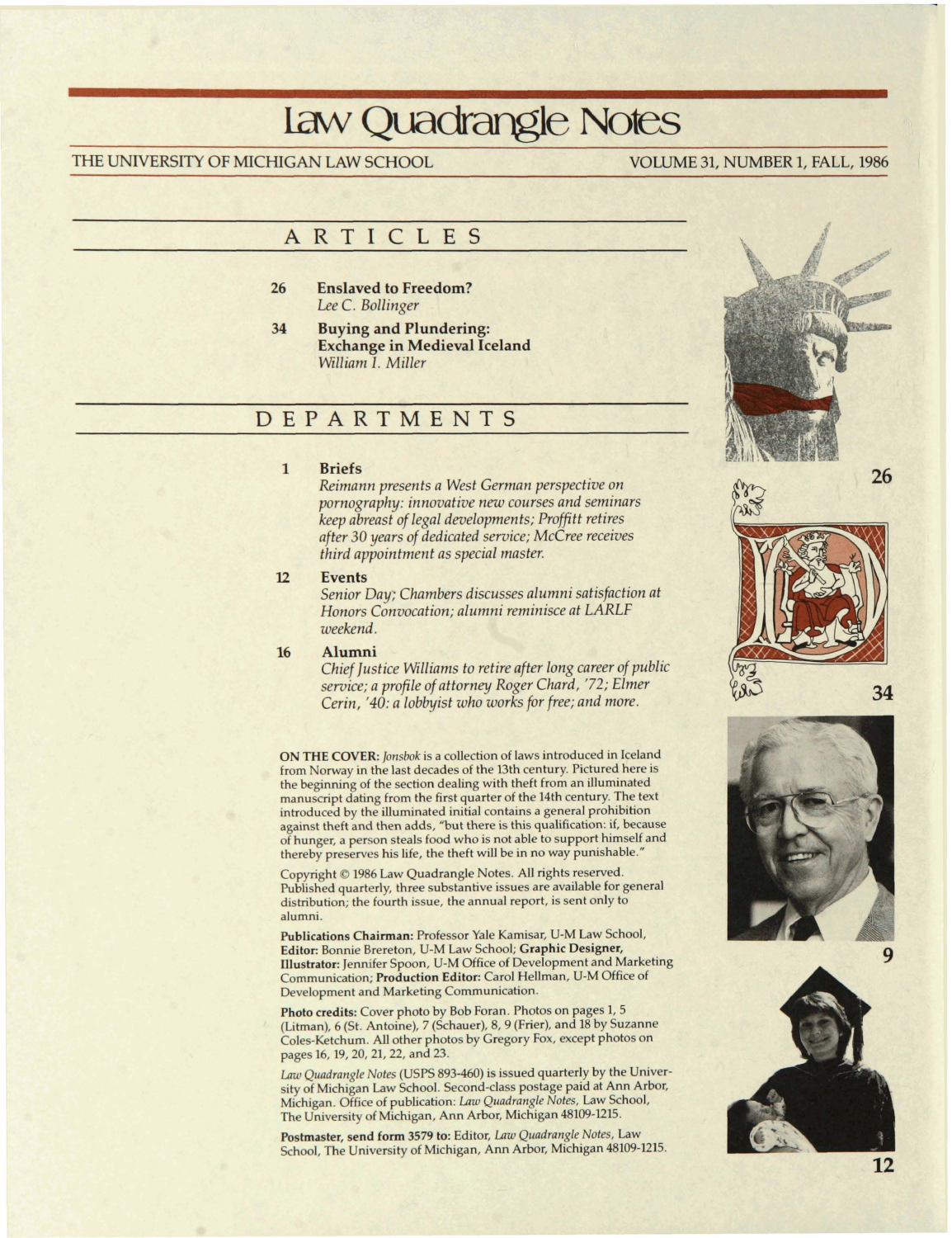# Law Quadrangle Notes

THE UNIVERSITY OF MICHIGAN LAW SCHOOL — VOLUME 31, NUMBER 1, FALL, 1986

## ARTICLES

**26** **Enslaved to Freedom?**
*Lee C. Bollinger*

**34** **Buying and Plundering: Exchange in Medieval Iceland**
*William I. Miller*

## DEPARTMENTS

**1** **Briefs**
*Reimann presents a West German perspective on pornography: innovative new courses and seminars keep abreast of legal developments; Proffitt retires after 30 years of dedicated service; McCree receives third appointment as special master.*

**12** **Events**
*Senior Day; Chambers discusses alumni satisfaction at Honors Convocation; alumni reminisce at LARLF weekend.*

**16** **Alumni**
*Chief Justice Williams to retire after long career of public service; a profile of attorney Roger Chard, '72; Elmer Cerin, '40: a lobbyist who works for free; and more.*

**ON THE COVER:** *Jonsbok* is a collection of laws introduced in Iceland from Norway in the last decades of the 13th century. Pictured here is the beginning of the section dealing with theft from an illuminated manuscript dating from the first quarter of the 14th century. The text introduced by the illuminated initial contains a general prohibition against theft and then adds, "but there is this qualification: if, because of hunger, a person steals food who is not able to support himself and thereby preserves his life, the theft will be in no way punishable."

Copyright © 1986 Law Quadrangle Notes. All rights reserved. Published quarterly, three substantive issues are available for general distribution; the fourth issue, the annual report, is sent only to alumni.

**Publications Chairman:** Professor Yale Kamisar, U-M Law School, **Editor:** Bonnie Brereton, U-M Law School; **Graphic Designer, Illustrator:** Jennifer Spoon, U-M Office of Development and Marketing Communication; **Production Editor:** Carol Hellman, U-M Office of Development and Marketing Communication.

**Photo credits:** Cover photo by Bob Foran. Photos on pages 1, 5 (Litman), 6 (St. Antoine), 7 (Schauer), 8, 9 (Frier), and 18 by Suzanne Coles-Ketchum. All other photos by Gregory Fox, except photos on pages 16, 19, 20, 21, 22, and 23.

*Law Quadrangle Notes* (USPS 893-460) is issued quarterly by the University of Michigan Law School. Second-class postage paid at Ann Arbor, Michigan. Office of publication: *Law Quadrangle Notes*, Law School, The University of Michigan, Ann Arbor, Michigan 48109-1215.

**Postmaster, send form 3579 to:** Editor, *Law Quadrangle Notes*, Law School, The University of Michigan, Ann Arbor, Michigan 48109-1215.

26

34

9

12